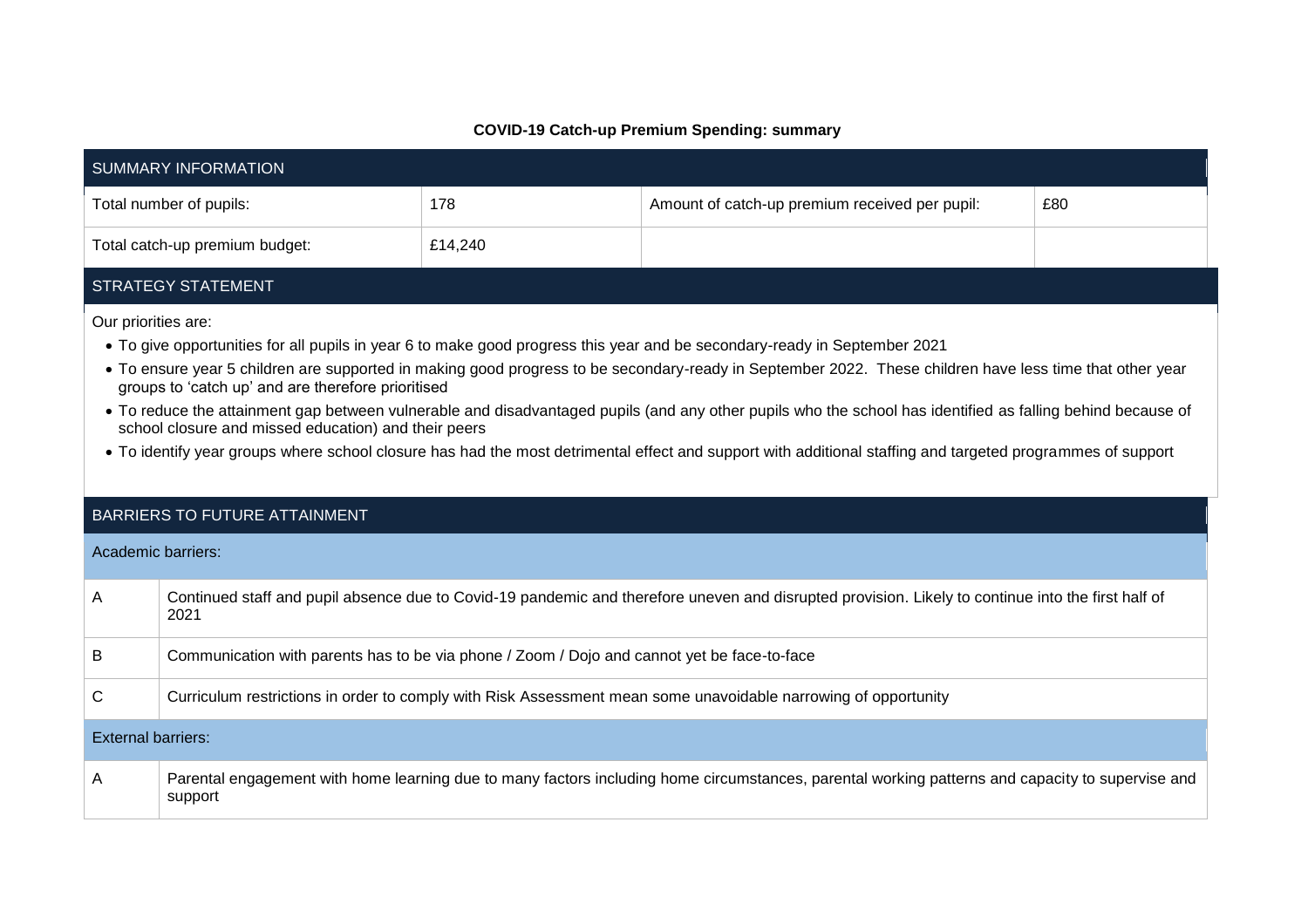**COVID-19 Catch-up Premium Spending: summary**

| SUMMARY INFORMATION | | | |
|---|---|---|---|
| Total number of pupils: | 178 | Amount of catch-up premium received per pupil: | £80 |
| Total catch-up premium budget: | £14,240 | | |

## STRATEGY STATEMENT

Our priorities are:

- To give opportunities for all pupils in year 6 to make good progress this year and be secondary-ready in September 2021
- To ensure year 5 children are supported in making good progress to be secondary-ready in September 2022. These children have less time that other year groups to 'catch up' and are therefore prioritised
- To reduce the attainment gap between vulnerable and disadvantaged pupils (and any other pupils who the school has identified as falling behind because of school closure and missed education) and their peers
- To identify year groups where school closure has had the most detrimental effect and support with additional staffing and targeted programmes of support

## BARRIERS TO FUTURE ATTAINMENT

| Academic barriers: | |
|---|---|
| A | Continued staff and pupil absence due to Covid-19 pandemic and therefore uneven and disrupted provision. Likely to continue into the first half of 2021 |
| B | Communication with parents has to be via phone / Zoom / Dojo and cannot yet be face-to-face |
| C | Curriculum restrictions in order to comply with Risk Assessment mean some unavoidable narrowing of opportunity |
| **External barriers:** | |
| A | Parental engagement with home learning due to many factors including home circumstances, parental working patterns and capacity to supervise and support |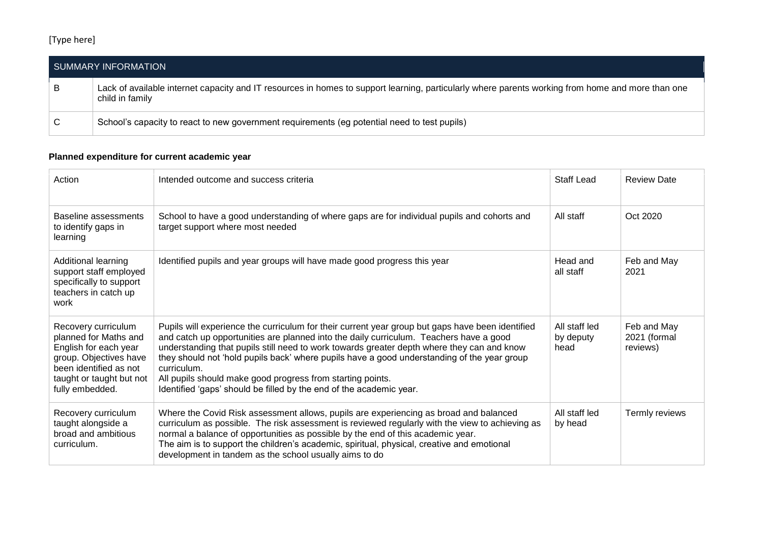[Type here]

| SUMMARY INFORMATION | |
|---|---|
| B | Lack of available internet capacity and IT resources in homes to support learning, particularly where parents working from home and more than one child in family |
| C | School's capacity to react to new government requirements (eg potential need to test pupils) |

**Planned expenditure for current academic year**

| Action | Intended outcome and success criteria | Staff Lead | Review Date |
|---|---|---|---|
| Baseline assessments to identify gaps in learning | School to have a good understanding of where gaps are for individual pupils and cohorts and target support where most needed | All staff | Oct 2020 |
| Additional learning support staff employed specifically to support teachers in catch up work | Identified pupils and year groups will have made good progress this year | Head and all staff | Feb and May 2021 |
| Recovery curriculum planned for Maths and English for each year group. Objectives have been identified as not taught or taught but not fully embedded. | Pupils will experience the curriculum for their current year group but gaps have been identified and catch up opportunities are planned into the daily curriculum. Teachers have a good understanding that pupils still need to work towards greater depth where they can and know they should not 'hold pupils back' where pupils have a good understanding of the year group curriculum.<br>All pupils should make good progress from starting points.<br>Identified 'gaps' should be filled by the end of the academic year. | All staff led by deputy head | Feb and May 2021 (formal reviews) |
| Recovery curriculum taught alongside a broad and ambitious curriculum. | Where the Covid Risk assessment allows, pupils are experiencing as broad and balanced curriculum as possible. The risk assessment is reviewed regularly with the view to achieving as normal a balance of opportunities as possible by the end of this academic year.<br>The aim is to support the children's academic, spiritual, physical, creative and emotional development in tandem as the school usually aims to do | All staff led by head | Termly reviews |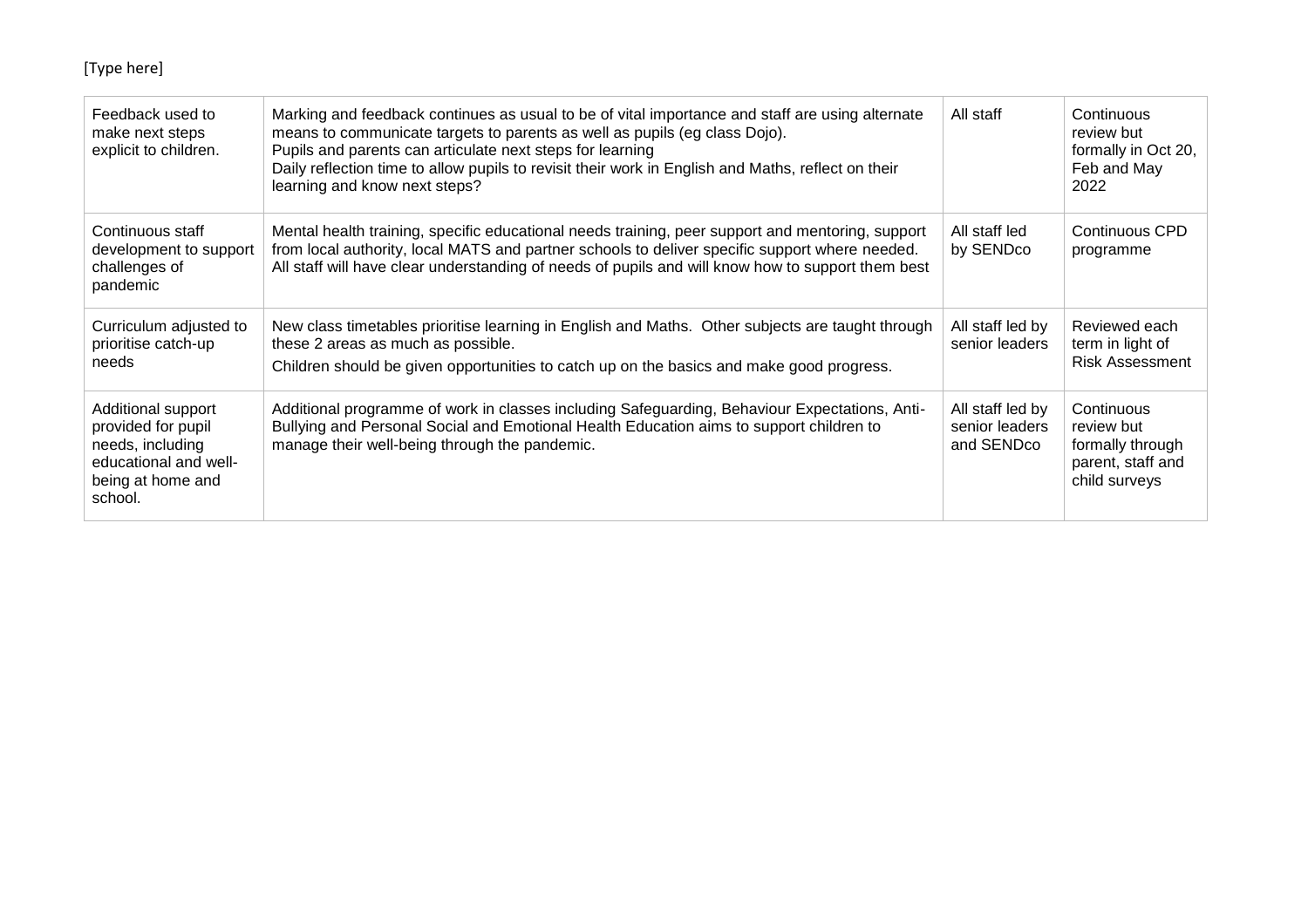| | | | |
|---|---|---|---|
| Feedback used to make next steps explicit to children. | Marking and feedback continues as usual to be of vital importance and staff are using alternate means to communicate targets to parents as well as pupils (eg class Dojo). Pupils and parents can articulate next steps for learning Daily reflection time to allow pupils to revisit their work in English and Maths, reflect on their learning and know next steps? | All staff | Continuous review but formally in Oct 20, Feb and May 2022 |
| Continuous staff development to support challenges of pandemic | Mental health training, specific educational needs training, peer support and mentoring, support from local authority, local MATS and partner schools to deliver specific support where needed. All staff will have clear understanding of needs of pupils and will know how to support them best | All staff led by SENDco | Continuous CPD programme |
| Curriculum adjusted to prioritise catch-up needs | New class timetables prioritise learning in English and Maths. Other subjects are taught through these 2 areas as much as possible. Children should be given opportunities to catch up on the basics and make good progress. | All staff led by senior leaders | Reviewed each term in light of Risk Assessment |
| Additional support provided for pupil needs, including educational and well-being at home and school. | Additional programme of work in classes including Safeguarding, Behaviour Expectations, Anti-Bullying and Personal Social and Emotional Health Education aims to support children to manage their well-being through the pandemic. | All staff led by senior leaders and SENDco | Continuous review but formally through parent, staff and child surveys |